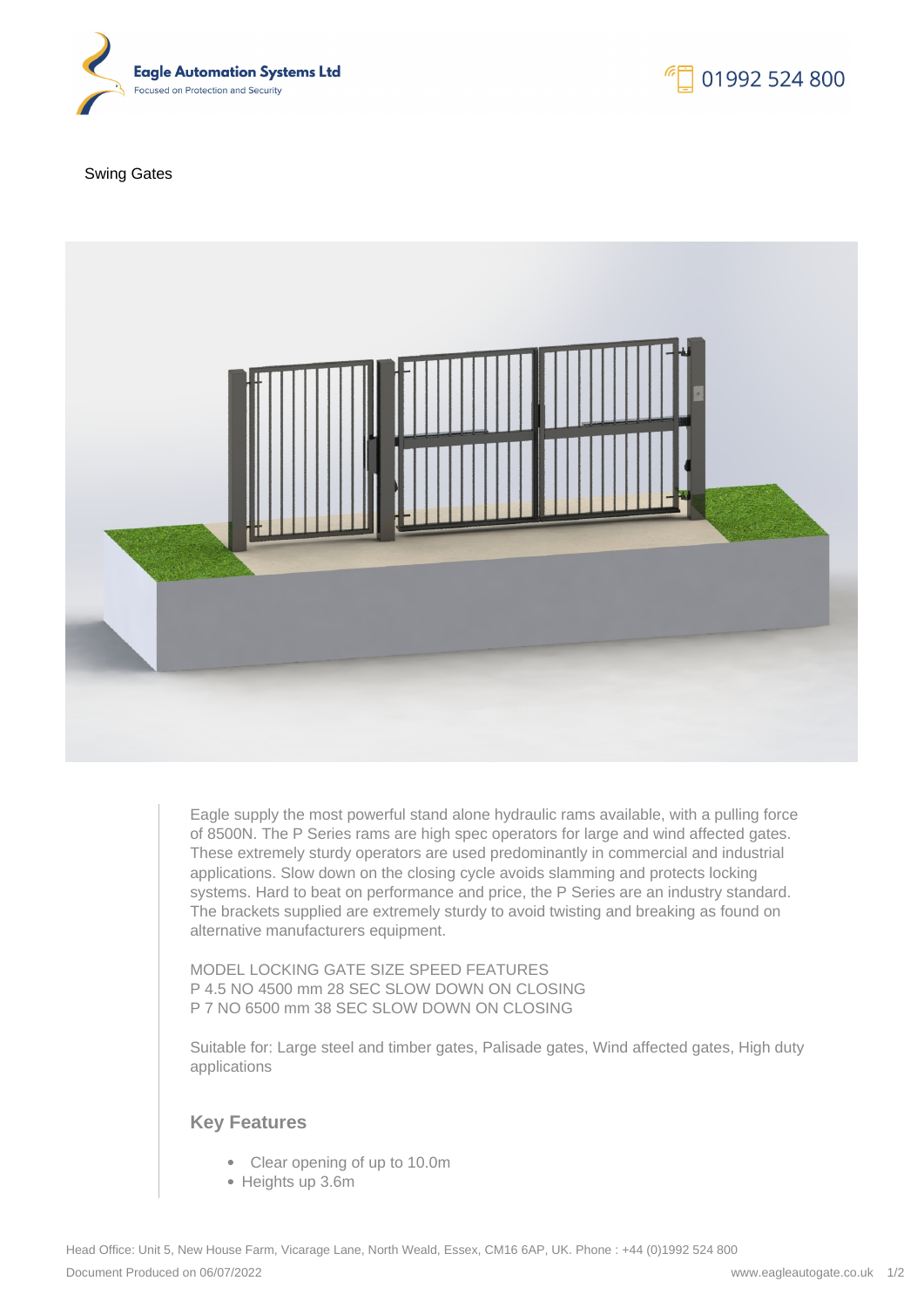Eagle Automation Systems Ltd
Focused on Protection and Security

01992 524 800

Swing Gates

Eagle supply the most powerful stand alone hydraulic rams available, with a pulling force of 8500N. The P Series rams are high spec operators for large and wind affected gates. These extremely sturdy operators are used predominantly in commercial and industrial applications. Slow down on the closing cycle avoids slamming and protects locking systems. Hard to beat on performance and price, the P Series are an industry standard. The brackets supplied are extremely sturdy to avoid twisting and breaking as found on alternative manufacturers equipment.

MODEL LOCKING GATE SIZE SPEED FEATURES
P 4.5 NO 4500 mm 28 SEC SLOW DOWN ON CLOSING
P 7 NO 6500 mm 38 SEC SLOW DOWN ON CLOSING

Suitable for: Large steel and timber gates, Palisade gates, Wind affected gates, High duty applications

## Key Features

- Clear opening of up to 10.0m
- Heights up 3.6m

Head Office: Unit 5, New House Farm, Vicarage Lane, North Weald, Essex, CM16 6AP, UK. Phone : +44 (0)1992 524 800
Document Produced on 06/07/2022 www.eagleautogate.co.uk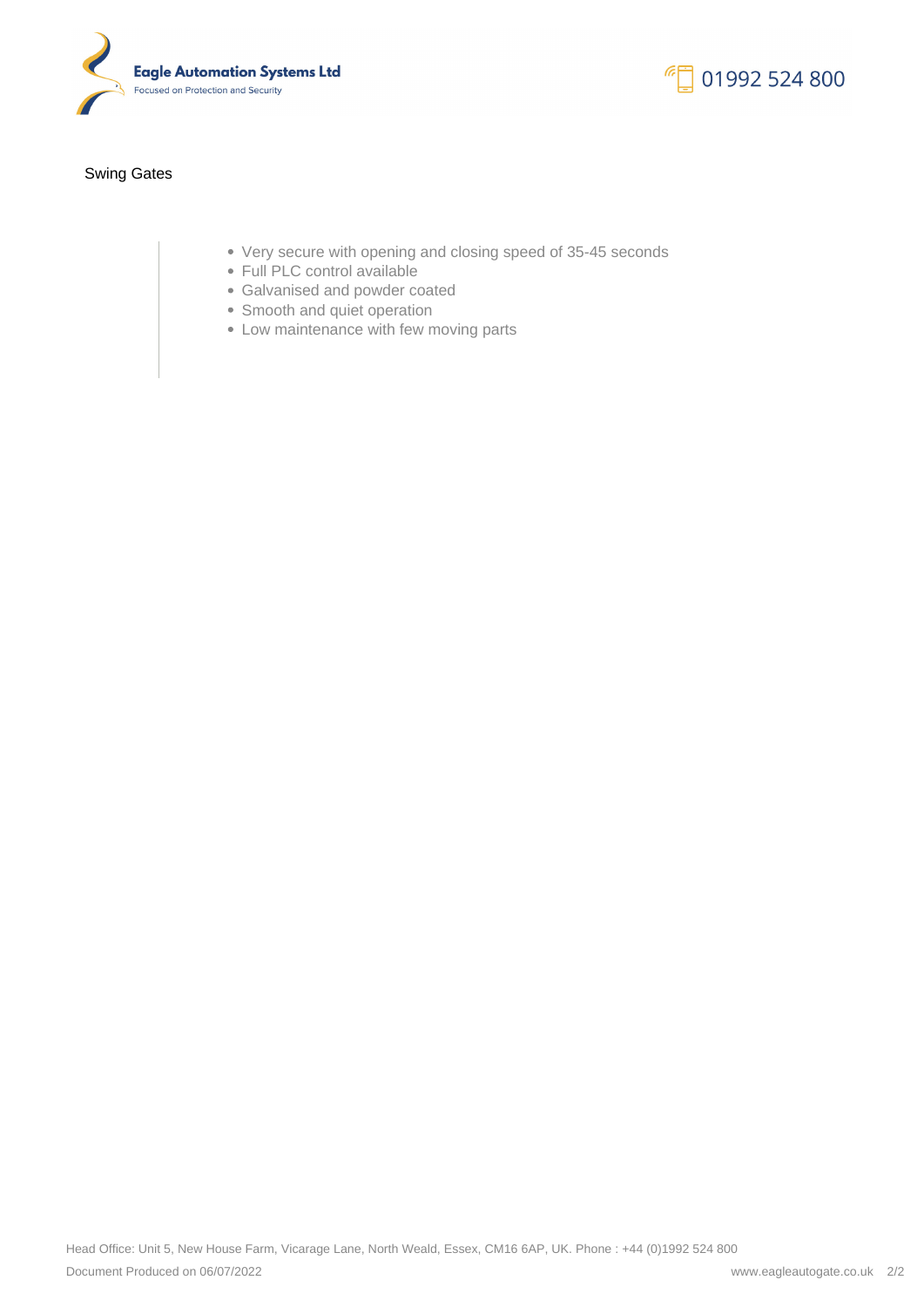Swing Gates

- Very secure with opening and closing speed of 35-45 seconds
- Full PLC control available
- Galvanised and powder coated
- Smooth and quiet operation
- Low maintenance with few moving parts